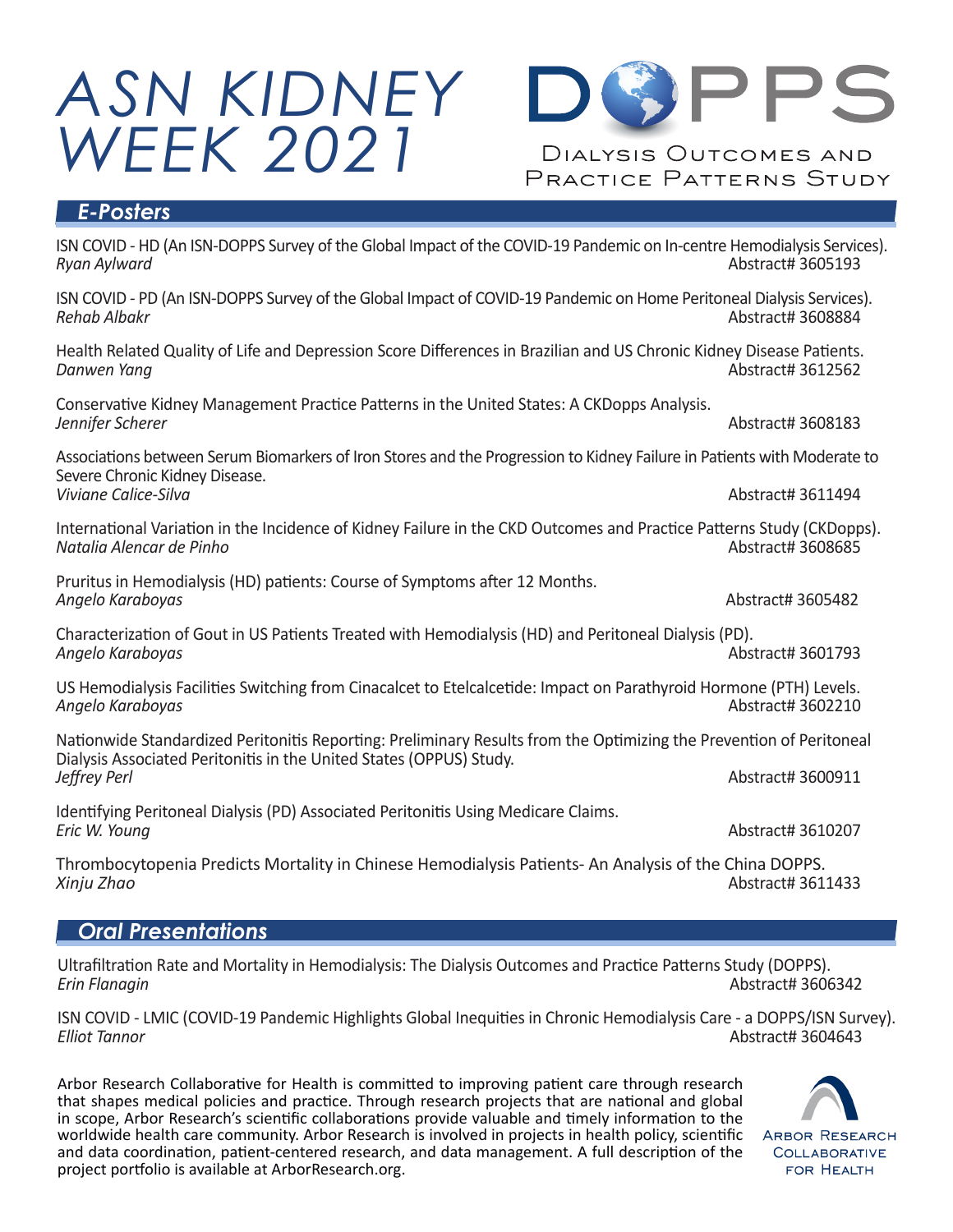# ASN KIDNEY WEEK 2021

**DOPPS**
DIALYSIS OUTCOMES AND PRACTICE PATTERNS STUDY

## E-Posters

ISN COVID - HD (An ISN-DOPPS Survey of the Global Impact of the COVID-19 Pandemic on In-centre Hemodialysis Services).
*Ryan Aylward* — Abstract# 3605193

ISN COVID - PD (An ISN-DOPPS Survey of the Global Impact of COVID-19 Pandemic on Home Peritoneal Dialysis Services).
*Rehab Albakr* — Abstract# 3608884

Health Related Quality of Life and Depression Score Differences in Brazilian and US Chronic Kidney Disease Patients.
*Danwen Yang* — Abstract# 3612562

Conservative Kidney Management Practice Patterns in the United States: A CKDopps Analysis.
*Jennifer Scherer* — Abstract# 3608183

Associations between Serum Biomarkers of Iron Stores and the Progression to Kidney Failure in Patients with Moderate to Severe Chronic Kidney Disease.
*Viviane Calice-Silva* — Abstract# 3611494

International Variation in the Incidence of Kidney Failure in the CKD Outcomes and Practice Patterns Study (CKDopps).
*Natalia Alencar de Pinho* — Abstract# 3608685

Pruritus in Hemodialysis (HD) patients: Course of Symptoms after 12 Months.
*Angelo Karaboyas* — Abstract# 3605482

Characterization of Gout in US Patients Treated with Hemodialysis (HD) and Peritoneal Dialysis (PD).
*Angelo Karaboyas* — Abstract# 3601793

US Hemodialysis Facilities Switching from Cinacalcet to Etelcalcetide: Impact on Parathyroid Hormone (PTH) Levels.
*Angelo Karaboyas* — Abstract# 3602210

Nationwide Standardized Peritonitis Reporting: Preliminary Results from the Optimizing the Prevention of Peritoneal Dialysis Associated Peritonitis in the United States (OPPUS) Study.
*Jeffrey Perl* — Abstract# 3600911

Identifying Peritoneal Dialysis (PD) Associated Peritonitis Using Medicare Claims.
*Eric W. Young* — Abstract# 3610207

Thrombocytopenia Predicts Mortality in Chinese Hemodialysis Patients- An Analysis of the China DOPPS.
*Xinju Zhao* — Abstract# 3611433

## Oral Presentations

Ultrafiltration Rate and Mortality in Hemodialysis: The Dialysis Outcomes and Practice Patterns Study (DOPPS).
*Erin Flanagin* — Abstract# 3606342

ISN COVID - LMIC (COVID-19 Pandemic Highlights Global Inequities in Chronic Hemodialysis Care - a DOPPS/ISN Survey).
*Elliot Tannor* — Abstract# 3604643

Arbor Research Collaborative for Health is committed to improving patient care through research that shapes medical policies and practice. Through research projects that are national and global in scope, Arbor Research's scientific collaborations provide valuable and timely information to the worldwide health care community. Arbor Research is involved in projects in health policy, scientific and data coordination, patient-centered research, and data management. A full description of the project portfolio is available at ArborResearch.org.

ARBOR RESEARCH COLLABORATIVE FOR HEALTH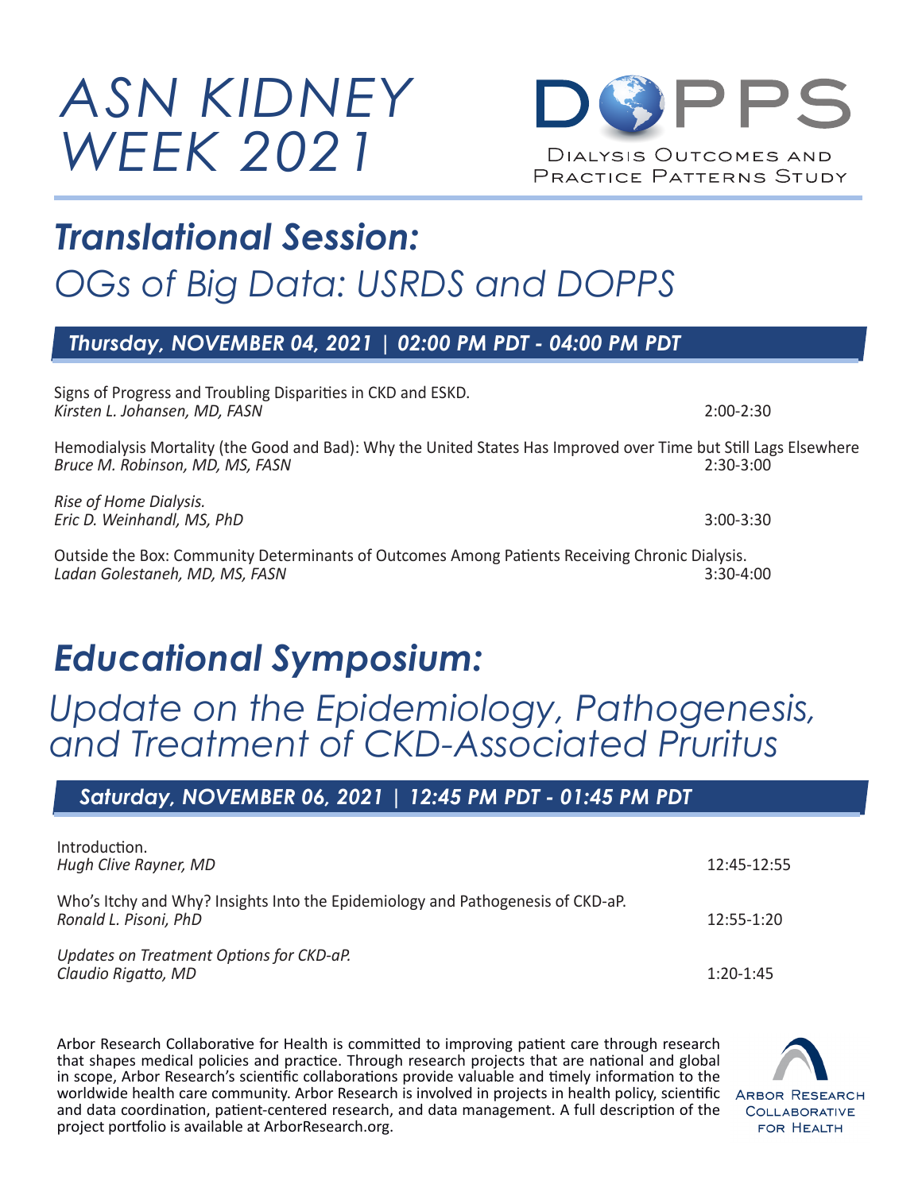# ASN KIDNEY WEEK 2021

DOPPS

DIALYSIS OUTCOMES AND PRACTICE PATTERNS STUDY

## *Translational Session:*

## *OGs of Big Data: USRDS and DOPPS*

***Thursday, NOVEMBER 04, 2021 | 02:00 PM PDT - 04:00 PM PDT***

Signs of Progress and Troubling Disparities in CKD and ESKD.
*Kirsten L. Johansen, MD, FASN* — 2:00-2:30

Hemodialysis Mortality (the Good and Bad): Why the United States Has Improved over Time but Still Lags Elsewhere
*Bruce M. Robinson, MD, MS, FASN* — 2:30-3:00

*Rise of Home Dialysis.*
*Eric D. Weinhandl, MS, PhD* — 3:00-3:30

Outside the Box: Community Determinants of Outcomes Among Patients Receiving Chronic Dialysis.
*Ladan Golestaneh, MD, MS, FASN* — 3:30-4:00

## *Educational Symposium:*

## *Update on the Epidemiology, Pathogenesis, and Treatment of CKD-Associated Pruritus*

***Saturday, NOVEMBER 06, 2021 | 12:45 PM PDT - 01:45 PM PDT***

Introduction.
*Hugh Clive Rayner, MD* — 12:45-12:55

Who's Itchy and Why? Insights Into the Epidemiology and Pathogenesis of CKD-aP.
*Ronald L. Pisoni, PhD* — 12:55-1:20

*Updates on Treatment Options for CKD-aP.*
*Claudio Rigatto, MD* — 1:20-1:45

Arbor Research Collaborative for Health is committed to improving patient care through research that shapes medical policies and practice. Through research projects that are national and global in scope, Arbor Research's scientific collaborations provide valuable and timely information to the worldwide health care community. Arbor Research is involved in projects in health policy, scientific and data coordination, patient-centered research, and data management. A full description of the project portfolio is available at ArborResearch.org.

ARBOR RESEARCH COLLABORATIVE FOR HEALTH